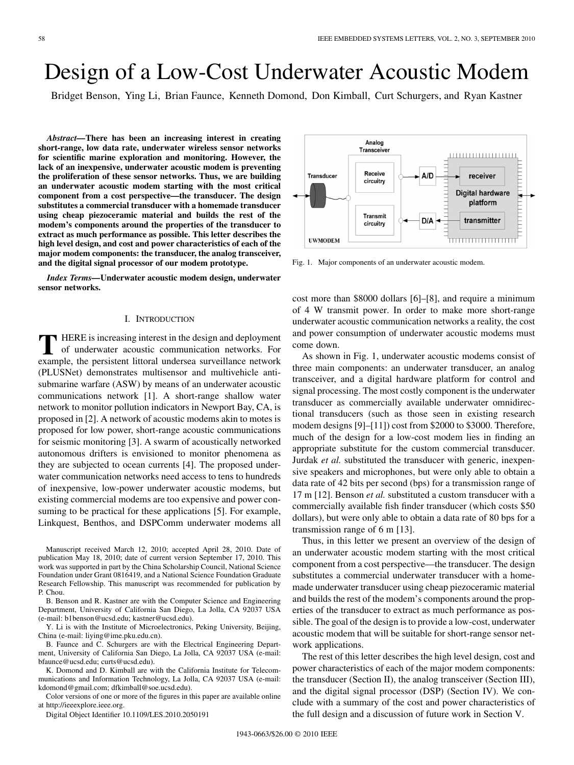# Design of a Low-Cost Underwater Acoustic Modem

Bridget Benson, Ying Li, Brian Faunce, Kenneth Domond, Don Kimball, Curt Schurgers, and Ryan Kastner

***Abstract*—There has been an increasing interest in creating short-range, low data rate, underwater wireless sensor networks for scientific marine exploration and monitoring. However, the lack of an inexpensive, underwater acoustic modem is preventing the proliferation of these sensor networks. Thus, we are building an underwater acoustic modem starting with the most critical component from a cost perspective—the transducer. The design substitutes a commercial transducer with a homemade transducer using cheap piezoceramic material and builds the rest of the modem's components around the properties of the transducer to extract as much performance as possible. This letter describes the high level design, and cost and power characteristics of each of the major modem components: the transducer, the analog transceiver, and the digital signal processor of our modem prototype.**

***Index Terms*—Underwater acoustic modem design, underwater sensor networks.**

## I. Introduction

There is increasing interest in the design and deployment of underwater acoustic communication networks. For example, the persistent littoral undersea surveillance network (PLUSNet) demonstrates multisensor and multivehicle anti-submarine warfare (ASW) by means of an underwater acoustic communications network [1]. A short-range shallow water network to monitor pollution indicators in Newport Bay, CA, is proposed in [2]. A network of acoustic modems akin to motes is proposed for low power, short-range acoustic communications for seismic monitoring [3]. A swarm of acoustically networked autonomous drifters is envisioned to monitor phenomena as they are subjected to ocean currents [4]. The proposed underwater communication networks need access to tens to hundreds of inexpensive, low-power underwater acoustic modems, but existing commercial modems are too expensive and power consuming to be practical for these applications [5]. For example, Linkquest, Benthos, and DSPComm underwater modems all cost more than \$8000 dollars [6]–[8], and require a minimum of 4 W transmit power. In order to make more short-range underwater acoustic communication networks a reality, the cost and power consumption of underwater acoustic modems must come down.

As shown in Fig. 1, underwater acoustic modems consist of three main components: an underwater transducer, an analog transceiver, and a digital hardware platform for control and signal processing. The most costly component is the underwater transducer as commercially available underwater omnidirectional transducers (such as those seen in existing research modem designs [9]–[11]) cost from \$2000 to \$3000. Therefore, much of the design for a low-cost modem lies in finding an appropriate substitute for the custom commercial transducer. Jurdak *et al.* substituted the transducer with generic, inexpensive speakers and microphones, but were only able to obtain a data rate of 42 bits per second (bps) for a transmission range of 17 m [12]. Benson *et al.* substituted a custom transducer with a commercially available fish finder transducer (which costs \$50 dollars), but were only able to obtain a data rate of 80 bps for a transmission range of 6 m [13].

Fig. 1. Major components of an underwater acoustic modem.

Thus, in this letter we present an overview of the design of an underwater acoustic modem starting with the most critical component from a cost perspective—the transducer. The design substitutes a commercial underwater transducer with a homemade underwater transducer using cheap piezoceramic material and builds the rest of the modem's components around the properties of the transducer to extract as much performance as possible. The goal of the design is to provide a low-cost, underwater acoustic modem that will be suitable for short-range sensor network applications.

The rest of this letter describes the high level design, cost and power characteristics of each of the major modem components: the transducer (Section II), the analog transceiver (Section III), and the digital signal processor (DSP) (Section IV). We conclude with a summary of the cost and power characteristics of the full design and a discussion of future work in Section V.

---

Manuscript received March 12, 2010; accepted April 28, 2010. Date of publication May 18, 2010; date of current version September 17, 2010. This work was supported in part by the China Scholarship Council, National Science Foundation under Grant 0816419, and a National Science Foundation Graduate Research Fellowship. This manuscript was recommended for publication by P. Chou.

B. Benson and R. Kastner are with the Computer Science and Engineering Department, University of California San Diego, La Jolla, CA 92037 USA (e-mail: b1benson@ucsd.edu; kastner@ucsd.edu).

Y. Li is with the Institute of Microelectronics, Peking University, Beijing, China (e-mail: liying@ime.pku.edu.cn).

B. Faunce and C. Schurgers are with the Electrical Engineering Department, University of California San Diego, La Jolla, CA 92037 USA (e-mail: bfaunce@ucsd.edu; curts@ucsd.edu).

K. Domond and D. Kimball are with the California Institute for Telecommunications and Information Technology, La Jolla, CA 92037 USA (e-mail: kdomond@gmail.com; dfkimball@soe.ucsd.edu).

Color versions of one or more of the figures in this paper are available online at http://ieeexplore.ieee.org.

Digital Object Identifier 10.1109/LES.2010.2050191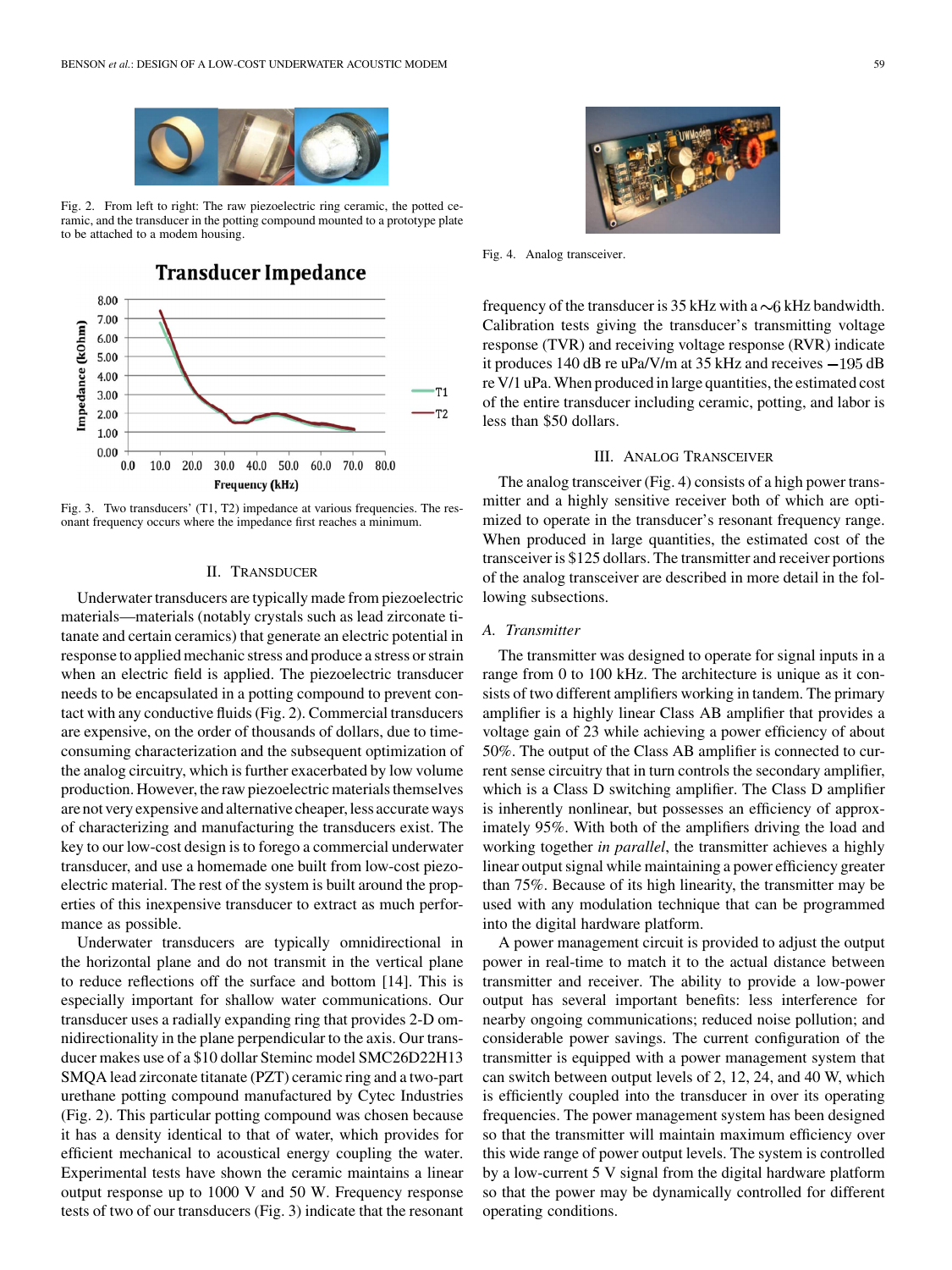Fig. 2. From left to right: The raw piezoelectric ring ceramic, the potted ceramic, and the transducer in the potting compound mounted to a prototype plate to be attached to a modem housing.

Fig. 3. Two transducers' (T1, T2) impedance at various frequencies. The resonant frequency occurs where the impedance first reaches a minimum.

## II. Transducer

Underwater transducers are typically made from piezoelectric materials—materials (notably crystals such as lead zirconate titanate and certain ceramics) that generate an electric potential in response to applied mechanic stress and produce a stress or strain when an electric field is applied. The piezoelectric transducer needs to be encapsulated in a potting compound to prevent contact with any conductive fluids (Fig. 2). Commercial transducers are expensive, on the order of thousands of dollars, due to time-consuming characterization and the subsequent optimization of the analog circuitry, which is further exacerbated by low volume production. However, the raw piezoelectric materials themselves are not very expensive and alternative cheaper, less accurate ways of characterizing and manufacturing the transducers exist. The key to our low-cost design is to forego a commercial underwater transducer, and use a homemade one built from low-cost piezoelectric material. The rest of the system is built around the properties of this inexpensive transducer to extract as much performance as possible.

Underwater transducers are typically omnidirectional in the horizontal plane and do not transmit in the vertical plane to reduce reflections off the surface and bottom [14]. This is especially important for shallow water communications. Our transducer uses a radially expanding ring that provides 2-D omnidirectionality in the plane perpendicular to the axis. Our transducer makes use of a $10 dollar Steminc model SMC26D22H13 SMQA lead zirconate titanate (PZT) ceramic ring and a two-part urethane potting compound manufactured by Cytec Industries (Fig. 2). This particular potting compound was chosen because it has a density identical to that of water, which provides for efficient mechanical to acoustical energy coupling the water. Experimental tests have shown the ceramic maintains a linear output response up to 1000 V and 50 W. Frequency response tests of two of our transducers (Fig. 3) indicate that the resonant frequency of the transducer is 35 kHz with a ~6 kHz bandwidth. Calibration tests giving the transducer's transmitting voltage response (TVR) and receiving voltage response (RVR) indicate it produces 140 dB re uPa/V/m at 35 kHz and receives −195 dB re V/1 uPa. When produced in large quantities, the estimated cost of the entire transducer including ceramic, potting, and labor is less than $50 dollars.

Fig. 4. Analog transceiver.

## III. Analog Transceiver

The analog transceiver (Fig. 4) consists of a high power transmitter and a highly sensitive receiver both of which are optimized to operate in the transducer's resonant frequency range. When produced in large quantities, the estimated cost of the transceiver is $125 dollars. The transmitter and receiver portions of the analog transceiver are described in more detail in the following subsections.

### A. Transmitter

The transmitter was designed to operate for signal inputs in a range from 0 to 100 kHz. The architecture is unique as it consists of two different amplifiers working in tandem. The primary amplifier is a highly linear Class AB amplifier that provides a voltage gain of 23 while achieving a power efficiency of about 50%. The output of the Class AB amplifier is connected to current sense circuitry that in turn controls the secondary amplifier, which is a Class D switching amplifier. The Class D amplifier is inherently nonlinear, but possesses an efficiency of approximately 95%. With both of the amplifiers driving the load and working together *in parallel*, the transmitter achieves a highly linear output signal while maintaining a power efficiency greater than 75%. Because of its high linearity, the transmitter may be used with any modulation technique that can be programmed into the digital hardware platform.

A power management circuit is provided to adjust the output power in real-time to match it to the actual distance between transmitter and receiver. The ability to provide a low-power output has several important benefits: less interference for nearby ongoing communications; reduced noise pollution; and considerable power savings. The current configuration of the transmitter is equipped with a power management system that can switch between output levels of 2, 12, 24, and 40 W, which is efficiently coupled into the transducer in over its operating frequencies. The power management system has been designed so that the transmitter will maintain maximum efficiency over this wide range of power output levels. The system is controlled by a low-current 5 V signal from the digital hardware platform so that the power may be dynamically controlled for different operating conditions.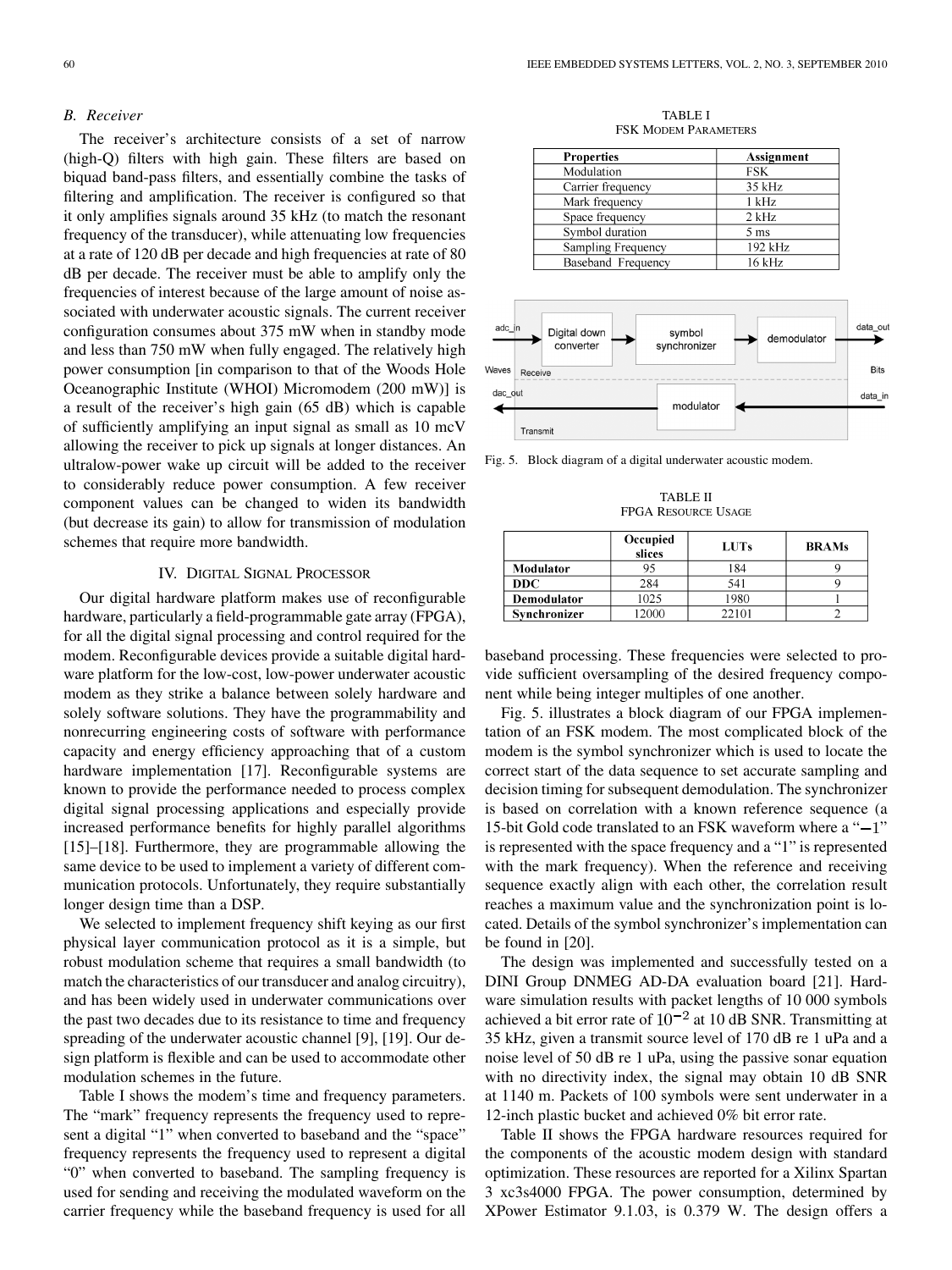### B. Receiver

The receiver's architecture consists of a set of narrow (high-Q) filters with high gain. These filters are based on biquad band-pass filters, and essentially combine the tasks of filtering and amplification. The receiver is configured so that it only amplifies signals around 35 kHz (to match the resonant frequency of the transducer), while attenuating low frequencies at a rate of 120 dB per decade and high frequencies at rate of 80 dB per decade. The receiver must be able to amplify only the frequencies of interest because of the large amount of noise associated with underwater acoustic signals. The current receiver configuration consumes about 375 mW when in standby mode and less than 750 mW when fully engaged. The relatively high power consumption [in comparison to that of the Woods Hole Oceanographic Institute (WHOI) Micromodem (200 mW)] is a result of the receiver's high gain (65 dB) which is capable of sufficiently amplifying an input signal as small as 10 mcV allowing the receiver to pick up signals at longer distances. An ultralow-power wake up circuit will be added to the receiver to considerably reduce power consumption. A few receiver component values can be changed to widen its bandwidth (but decrease its gain) to allow for transmission of modulation schemes that require more bandwidth.

## IV. Digital Signal Processor

Our digital hardware platform makes use of reconfigurable hardware, particularly a field-programmable gate array (FPGA), for all the digital signal processing and control required for the modem. Reconfigurable devices provide a suitable digital hardware platform for the low-cost, low-power underwater acoustic modem as they strike a balance between solely hardware and solely software solutions. They have the programmability and nonrecurring engineering costs of software with performance capacity and energy efficiency approaching that of a custom hardware implementation [17]. Reconfigurable systems are known to provide the performance needed to process complex digital signal processing applications and especially provide increased performance benefits for highly parallel algorithms [15]–[18]. Furthermore, they are programmable allowing the same device to be used to implement a variety of different communication protocols. Unfortunately, they require substantially longer design time than a DSP.

We selected to implement frequency shift keying as our first physical layer communication protocol as it is a simple, but robust modulation scheme that requires a small bandwidth (to match the characteristics of our transducer and analog circuitry), and has been widely used in underwater communications over the past two decades due to its resistance to time and frequency spreading of the underwater acoustic channel [9], [19]. Our design platform is flexible and can be used to accommodate other modulation schemes in the future.

Table I shows the modem's time and frequency parameters. The "mark" frequency represents the frequency used to represent a digital "1" when converted to baseband and the "space" frequency represents the frequency used to represent a digital "0" when converted to baseband. The sampling frequency is used for sending and receiving the modulated waveform on the carrier frequency while the baseband frequency is used for all baseband processing. These frequencies were selected to provide sufficient oversampling of the desired frequency component while being integer multiples of one another.

TABLE I
FSK Modem Parameters

| Properties | Assignment |
|---|---|
| Modulation | FSK |
| Carrier frequency | 35 kHz |
| Mark frequency | 1 kHz |
| Space frequency | 2 kHz |
| Symbol duration | 5 ms |
| Sampling Frequency | 192 kHz |
| Baseband Frequency | 16 kHz |

adc_in
Waves
Receive
Digital down converter
symbol synchronizer
demodulator
data_out
Bits
dac_out
modulator
data_in
Transmit

Fig. 5. Block diagram of a digital underwater acoustic modem.

Fig. 5. illustrates a block diagram of our FPGA implementation of an FSK modem. The most complicated block of the modem is the symbol synchronizer which is used to locate the correct start of the data sequence to set accurate sampling and decision timing for subsequent demodulation. The synchronizer is based on correlation with a known reference sequence (a 15-bit Gold code translated to an FSK waveform where a "$-1$" is represented with the space frequency and a "1" is represented with the mark frequency). When the reference and receiving sequence exactly align with each other, the correlation result reaches a maximum value and the synchronization point is located. Details of the symbol synchronizer's implementation can be found in [20].

The design was implemented and successfully tested on a DINI Group DNMEG AD-DA evaluation board [21]. Hardware simulation results with packet lengths of 10 000 symbols achieved a bit error rate of $10^{-2}$ at 10 dB SNR. Transmitting at 35 kHz, given a transmit source level of 170 dB re 1 uPa and a noise level of 50 dB re 1 uPa, using the passive sonar equation with no directivity index, the signal may obtain 10 dB SNR at 1140 m. Packets of 100 symbols were sent underwater in a 12-inch plastic bucket and achieved 0% bit error rate.

TABLE II
FPGA Resource Usage

| | Occupied slices | LUTs | BRAMs |
|---|---|---|---|
| **Modulator** | 95 | 184 | 9 |
| **DDC** | 284 | 541 | 9 |
| **Demodulator** | 1025 | 1980 | 1 |
| **Synchronizer** | 12000 | 22101 | 2 |

Table II shows the FPGA hardware resources required for the components of the acoustic modem design with standard optimization. These resources are reported for a Xilinx Spartan 3 xc3s4000 FPGA. The power consumption, determined by XPower Estimator 9.1.03, is 0.379 W. The design offers a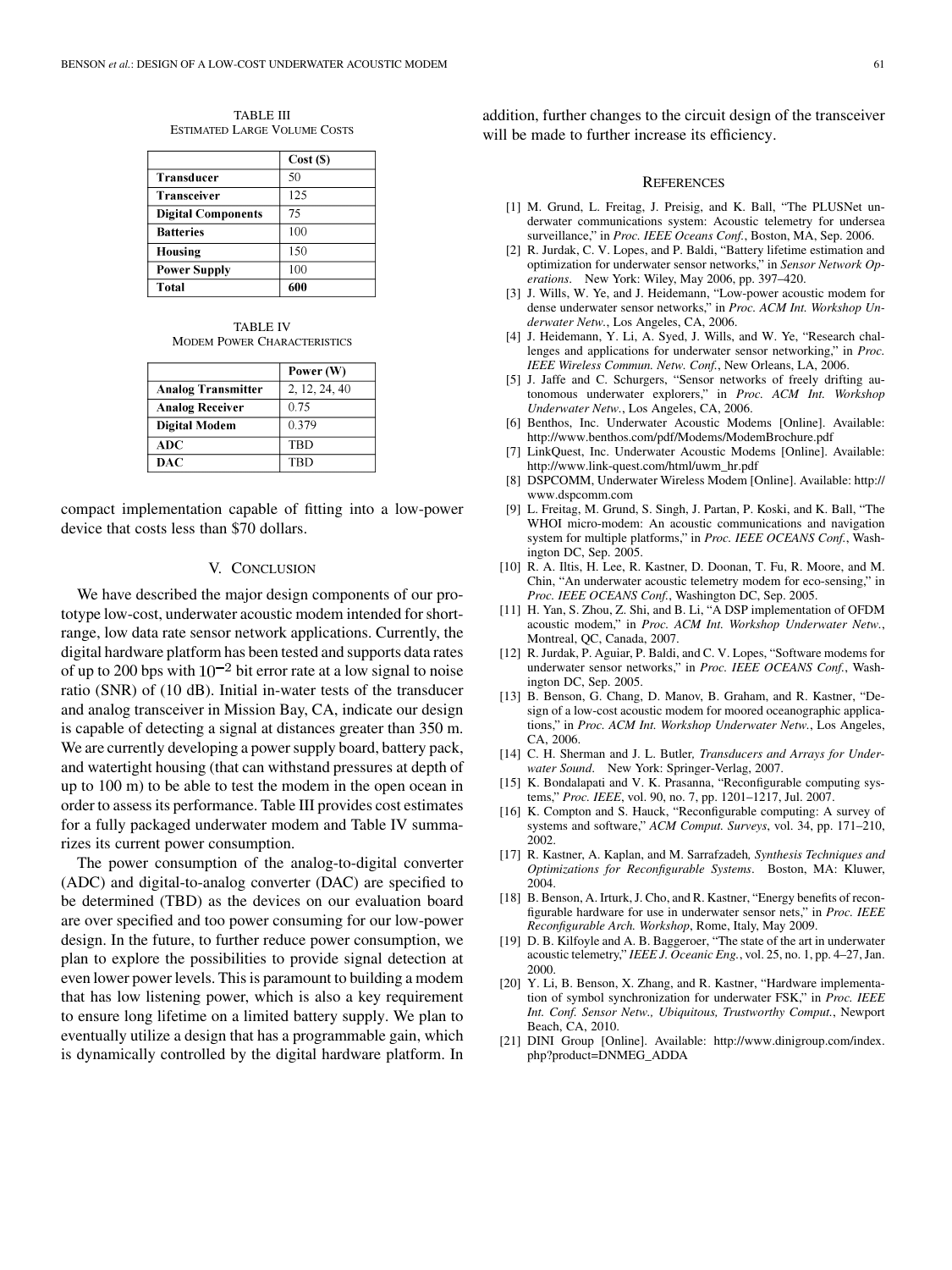TABLE III
ESTIMATED LARGE VOLUME COSTS

| | Cost ($) |
|---|---|
| **Transducer** | 50 |
| **Transceiver** | 125 |
| **Digital Components** | 75 |
| **Batteries** | 100 |
| **Housing** | 150 |
| **Power Supply** | 100 |
| **Total** | **600** |

TABLE IV
MODEM POWER CHARACTERISTICS

| | Power (W) |
|---|---|
| **Analog Transmitter** | 2, 12, 24, 40 |
| **Analog Receiver** | 0.75 |
| **Digital Modem** | 0.379 |
| **ADC** | TBD |
| **DAC** | TBD |

compact implementation capable of fitting into a low-power device that costs less than $70 dollars.

## V. CONCLUSION

We have described the major design components of our prototype low-cost, underwater acoustic modem intended for short-range, low data rate sensor network applications. Currently, the digital hardware platform has been tested and supports data rates of up to 200 bps with $10^{-2}$ bit error rate at a low signal to noise ratio (SNR) of (10 dB). Initial in-water tests of the transducer and analog transceiver in Mission Bay, CA, indicate our design is capable of detecting a signal at distances greater than 350 m. We are currently developing a power supply board, battery pack, and watertight housing (that can withstand pressures at depth of up to 100 m) to be able to test the modem in the open ocean in order to assess its performance. Table III provides cost estimates for a fully packaged underwater modem and Table IV summarizes its current power consumption.

The power consumption of the analog-to-digital converter (ADC) and digital-to-analog converter (DAC) are specified to be determined (TBD) as the devices on our evaluation board are over specified and too power consuming for our low-power design. In the future, to further reduce power consumption, we plan to explore the possibilities to provide signal detection at even lower power levels. This is paramount to building a modem that has low listening power, which is also a key requirement to ensure long lifetime on a limited battery supply. We plan to eventually utilize a design that has a programmable gain, which is dynamically controlled by the digital hardware platform. In addition, further changes to the circuit design of the transceiver will be made to further increase its efficiency.

## REFERENCES

[1] M. Grund, L. Freitag, J. Preisig, and K. Ball, "The PLUSNet underwater communications system: Acoustic telemetry for undersea surveillance," in *Proc. IEEE Oceans Conf.*, Boston, MA, Sep. 2006.

[2] R. Jurdak, C. V. Lopes, and P. Baldi, "Battery lifetime estimation and optimization for underwater sensor networks," in *Sensor Network Operations*. New York: Wiley, May 2006, pp. 397–420.

[3] J. Wills, W. Ye, and J. Heidemann, "Low-power acoustic modem for dense underwater sensor networks," in *Proc. ACM Int. Workshop Underwater Netw.*, Los Angeles, CA, 2006.

[4] J. Heidemann, Y. Li, A. Syed, J. Wills, and W. Ye, "Research challenges and applications for underwater sensor networking," in *Proc. IEEE Wireless Commun. Netw. Conf.*, New Orleans, LA, 2006.

[5] J. Jaffe and C. Schurgers, "Sensor networks of freely drifting autonomous underwater explorers," in *Proc. ACM Int. Workshop Underwater Netw.*, Los Angeles, CA, 2006.

[6] Benthos, Inc. Underwater Acoustic Modems [Online]. Available: http://www.benthos.com/pdf/Modems/ModemBrochure.pdf

[7] LinkQuest, Inc. Underwater Acoustic Modems [Online]. Available: http://www.link-quest.com/html/uwm_hr.pdf

[8] DSPCOMM, Underwater Wireless Modem [Online]. Available: http://www.dspcomm.com

[9] L. Freitag, M. Grund, S. Singh, J. Partan, P. Koski, and K. Ball, "The WHOI micro-modem: An acoustic communications and navigation system for multiple platforms," in *Proc. IEEE OCEANS Conf.*, Washington DC, Sep. 2005.

[10] R. A. Iltis, H. Lee, R. Kastner, D. Doonan, T. Fu, R. Moore, and M. Chin, "An underwater acoustic telemetry modem for eco-sensing," in *Proc. IEEE OCEANS Conf.*, Washington DC, Sep. 2005.

[11] H. Yan, S. Zhou, Z. Shi, and B. Li, "A DSP implementation of OFDM acoustic modem," in *Proc. ACM Int. Workshop Underwater Netw.*, Montreal, QC, Canada, 2007.

[12] R. Jurdak, P. Aguiar, P. Baldi, and C. V. Lopes, "Software modems for underwater sensor networks," in *Proc. IEEE OCEANS Conf.*, Washington DC, Sep. 2005.

[13] B. Benson, G. Chang, D. Manov, B. Graham, and R. Kastner, "Design of a low-cost acoustic modem for moored oceanographic applications," in *Proc. ACM Int. Workshop Underwater Netw.*, Los Angeles, CA, 2006.

[14] C. H. Sherman and J. L. Butler, *Transducers and Arrays for Underwater Sound*. New York: Springer-Verlag, 2007.

[15] K. Bondalapati and V. K. Prasanna, "Reconfigurable computing systems," *Proc. IEEE*, vol. 90, no. 7, pp. 1201–1217, Jul. 2007.

[16] K. Compton and S. Hauck, "Reconfigurable computing: A survey of systems and software," *ACM Comput. Surveys*, vol. 34, pp. 171–210, 2002.

[17] R. Kastner, A. Kaplan, and M. Sarrafzadeh, *Synthesis Techniques and Optimizations for Reconfigurable Systems*. Boston, MA: Kluwer, 2004.

[18] B. Benson, A. Irturk, J. Cho, and R. Kastner, "Energy benefits of reconfigurable hardware for use in underwater sensor nets," in *Proc. IEEE Reconfigurable Arch. Workshop*, Rome, Italy, May 2009.

[19] D. B. Kilfoyle and A. B. Baggeroer, "The state of the art in underwater acoustic telemetry," *IEEE J. Oceanic Eng.*, vol. 25, no. 1, pp. 4–27, Jan. 2000.

[20] Y. Li, B. Benson, X. Zhang, and R. Kastner, "Hardware implementation of symbol synchronization for underwater FSK," in *Proc. IEEE Int. Conf. Sensor Netw., Ubiquitous, Trustworthy Comput.*, Newport Beach, CA, 2010.

[21] DINI Group [Online]. Available: http://www.dinigroup.com/index.php?product=DNMEG_ADDA